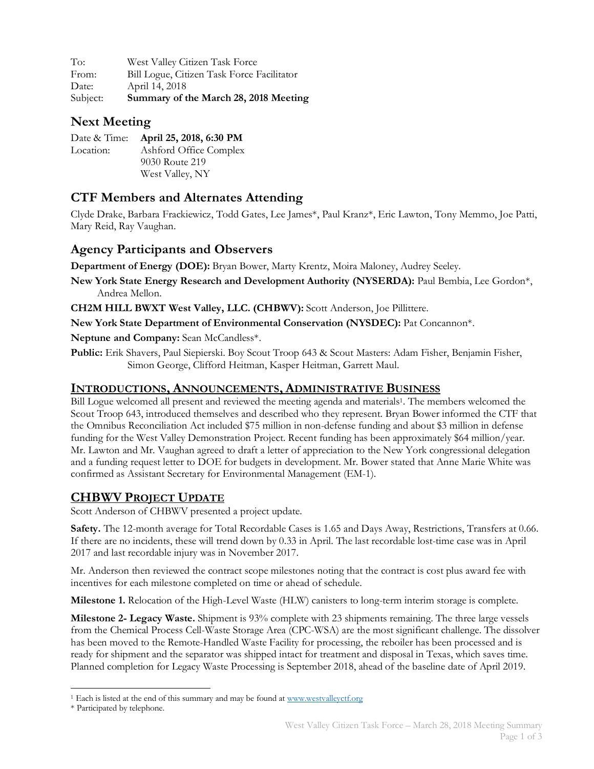To: West Valley Citizen Task Force
From: Bill Logue, Citizen Task Force Facilitator
Date: April 14, 2018
Subject: **Summary of the March 28, 2018 Meeting**

## Next Meeting

Date & Time: **April 25, 2018, 6:30 PM**
Location: Ashford Office Complex
9030 Route 219
West Valley, NY

## CTF Members and Alternates Attending

Clyde Drake, Barbara Frackiewicz, Todd Gates, Lee James*, Paul Kranz*, Eric Lawton, Tony Memmo, Joe Patti, Mary Reid, Ray Vaughan.

## Agency Participants and Observers

**Department of Energy (DOE):** Bryan Bower, Marty Krentz, Moira Maloney, Audrey Seeley.

**New York State Energy Research and Development Authority (NYSERDA):** Paul Bembia, Lee Gordon*, Andrea Mellon.

**CH2M HILL BWXT West Valley, LLC. (CHBWV):** Scott Anderson, Joe Pillittere.

**New York State Department of Environmental Conservation (NYSDEC):** Pat Concannon*.

**Neptune and Company:** Sean McCandless*.

**Public:** Erik Shavers, Paul Siepierski. Boy Scout Troop 643 & Scout Masters: Adam Fisher, Benjamin Fisher, Simon George, Clifford Heitman, Kasper Heitman, Garrett Maul.

## Introductions, Announcements, Administrative Business

Bill Logue welcomed all present and reviewed the meeting agenda and materials[1]. The members welcomed the Scout Troop 643, introduced themselves and described who they represent. Bryan Bower informed the CTF that the Omnibus Reconciliation Act included $75 million in non-defense funding and about $3 million in defense funding for the West Valley Demonstration Project. Recent funding has been approximately $64 million/year. Mr. Lawton and Mr. Vaughan agreed to draft a letter of appreciation to the New York congressional delegation and a funding request letter to DOE for budgets in development. Mr. Bower stated that Anne Marie White was confirmed as Assistant Secretary for Environmental Management (EM-1).

## CHBWV Project Update

Scott Anderson of CHBWV presented a project update.

**Safety.** The 12-month average for Total Recordable Cases is 1.65 and Days Away, Restrictions, Transfers at 0.66. If there are no incidents, these will trend down by 0.33 in April. The last recordable lost-time case was in April 2017 and last recordable injury was in November 2017.

Mr. Anderson then reviewed the contract scope milestones noting that the contract is cost plus award fee with incentives for each milestone completed on time or ahead of schedule.

**Milestone 1.** Relocation of the High-Level Waste (HLW) canisters to long-term interim storage is complete.

**Milestone 2- Legacy Waste.** Shipment is 93% complete with 23 shipments remaining. The three large vessels from the Chemical Process Cell-Waste Storage Area (CPC-WSA) are the most significant challenge. The dissolver has been moved to the Remote-Handled Waste Facility for processing, the reboiler has been processed and is ready for shipment and the separator was shipped intact for treatment and disposal in Texas, which saves time. Planned completion for Legacy Waste Processing is September 2018, ahead of the baseline date of April 2019.

---

[1] Each is listed at the end of this summary and may be found at www.westvalleyctf.org

* Participated by telephone.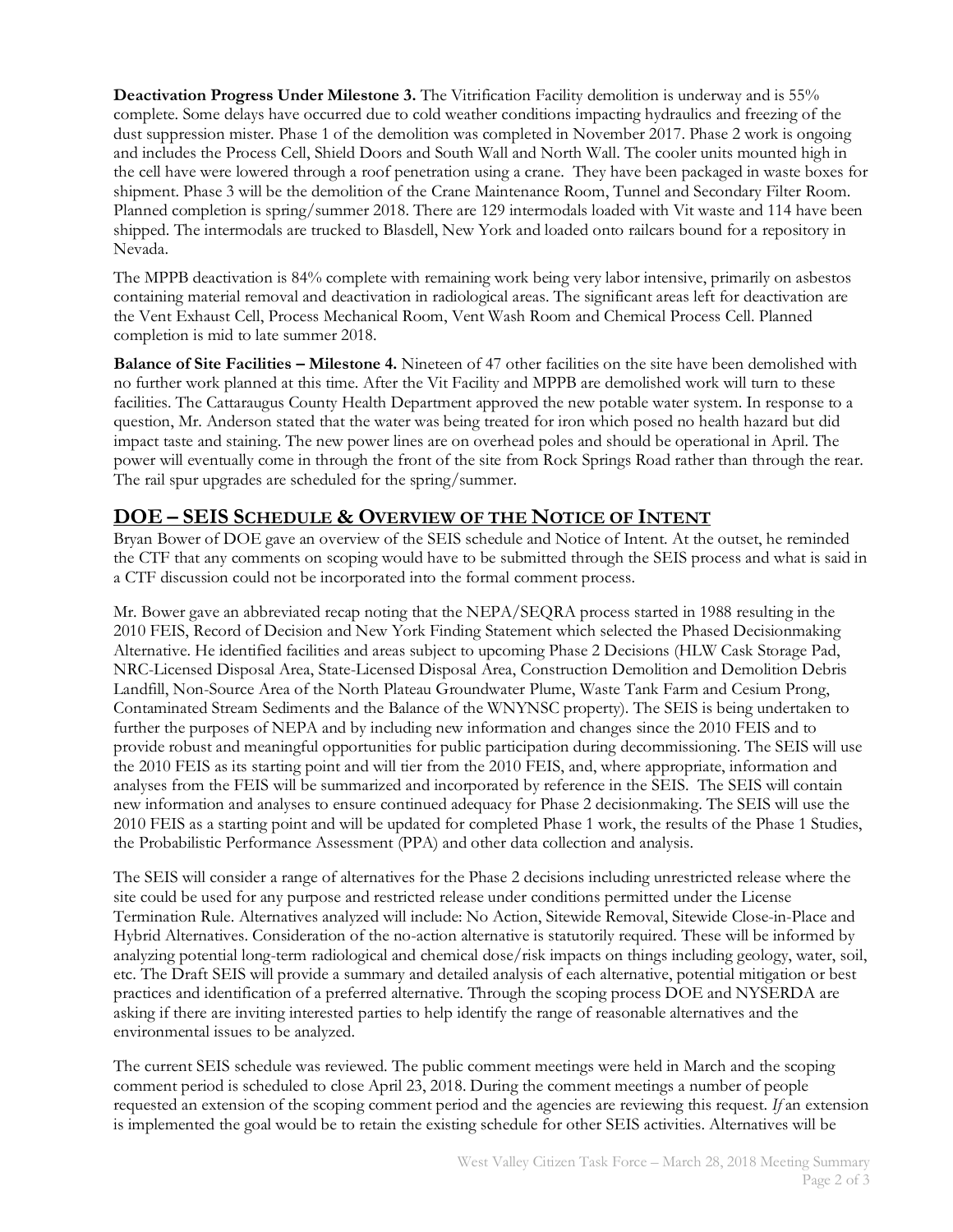**Deactivation Progress Under Milestone 3.** The Vitrification Facility demolition is underway and is 55% complete. Some delays have occurred due to cold weather conditions impacting hydraulics and freezing of the dust suppression mister. Phase 1 of the demolition was completed in November 2017. Phase 2 work is ongoing and includes the Process Cell, Shield Doors and South Wall and North Wall. The cooler units mounted high in the cell have were lowered through a roof penetration using a crane. They have been packaged in waste boxes for shipment. Phase 3 will be the demolition of the Crane Maintenance Room, Tunnel and Secondary Filter Room. Planned completion is spring/summer 2018. There are 129 intermodals loaded with Vit waste and 114 have been shipped. The intermodals are trucked to Blasdell, New York and loaded onto railcars bound for a repository in Nevada.

The MPPB deactivation is 84% complete with remaining work being very labor intensive, primarily on asbestos containing material removal and deactivation in radiological areas. The significant areas left for deactivation are the Vent Exhaust Cell, Process Mechanical Room, Vent Wash Room and Chemical Process Cell. Planned completion is mid to late summer 2018.

**Balance of Site Facilities – Milestone 4.** Nineteen of 47 other facilities on the site have been demolished with no further work planned at this time. After the Vit Facility and MPPB are demolished work will turn to these facilities. The Cattaraugus County Health Department approved the new potable water system. In response to a question, Mr. Anderson stated that the water was being treated for iron which posed no health hazard but did impact taste and staining. The new power lines are on overhead poles and should be operational in April. The power will eventually come in through the front of the site from Rock Springs Road rather than through the rear. The rail spur upgrades are scheduled for the spring/summer.

## DOE – SEIS SCHEDULE & OVERVIEW OF THE NOTICE OF INTENT

Bryan Bower of DOE gave an overview of the SEIS schedule and Notice of Intent. At the outset, he reminded the CTF that any comments on scoping would have to be submitted through the SEIS process and what is said in a CTF discussion could not be incorporated into the formal comment process.

Mr. Bower gave an abbreviated recap noting that the NEPA/SEQRA process started in 1988 resulting in the 2010 FEIS, Record of Decision and New York Finding Statement which selected the Phased Decisionmaking Alternative. He identified facilities and areas subject to upcoming Phase 2 Decisions (HLW Cask Storage Pad, NRC-Licensed Disposal Area, State-Licensed Disposal Area, Construction Demolition and Demolition Debris Landfill, Non-Source Area of the North Plateau Groundwater Plume, Waste Tank Farm and Cesium Prong, Contaminated Stream Sediments and the Balance of the WNYNSC property). The SEIS is being undertaken to further the purposes of NEPA and by including new information and changes since the 2010 FEIS and to provide robust and meaningful opportunities for public participation during decommissioning. The SEIS will use the 2010 FEIS as its starting point and will tier from the 2010 FEIS, and, where appropriate, information and analyses from the FEIS will be summarized and incorporated by reference in the SEIS. The SEIS will contain new information and analyses to ensure continued adequacy for Phase 2 decisionmaking. The SEIS will use the 2010 FEIS as a starting point and will be updated for completed Phase 1 work, the results of the Phase 1 Studies, the Probabilistic Performance Assessment (PPA) and other data collection and analysis.

The SEIS will consider a range of alternatives for the Phase 2 decisions including unrestricted release where the site could be used for any purpose and restricted release under conditions permitted under the License Termination Rule. Alternatives analyzed will include: No Action, Sitewide Removal, Sitewide Close-in-Place and Hybrid Alternatives. Consideration of the no-action alternative is statutorily required. These will be informed by analyzing potential long-term radiological and chemical dose/risk impacts on things including geology, water, soil, etc. The Draft SEIS will provide a summary and detailed analysis of each alternative, potential mitigation or best practices and identification of a preferred alternative. Through the scoping process DOE and NYSERDA are asking if there are inviting interested parties to help identify the range of reasonable alternatives and the environmental issues to be analyzed.

The current SEIS schedule was reviewed. The public comment meetings were held in March and the scoping comment period is scheduled to close April 23, 2018. During the comment meetings a number of people requested an extension of the scoping comment period and the agencies are reviewing this request. *If* an extension is implemented the goal would be to retain the existing schedule for other SEIS activities. Alternatives will be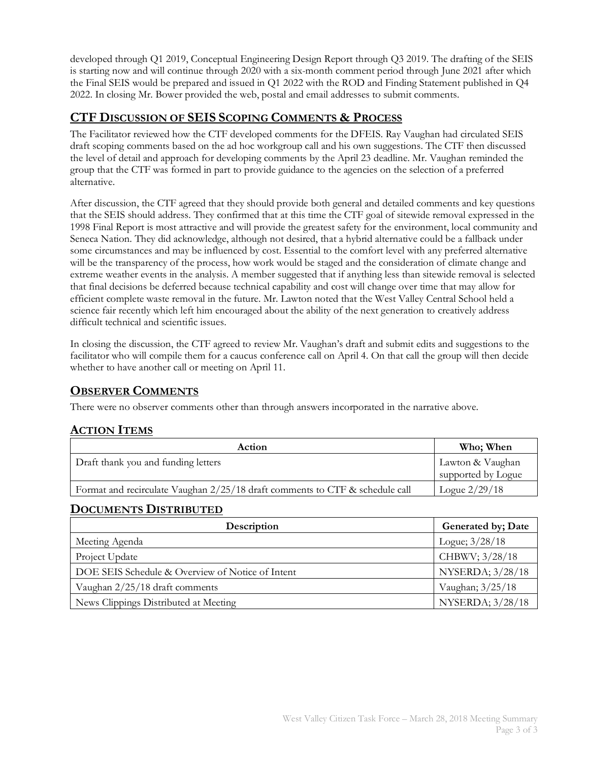developed through Q1 2019, Conceptual Engineering Design Report through Q3 2019. The drafting of the SEIS is starting now and will continue through 2020 with a six-month comment period through June 2021 after which the Final SEIS would be prepared and issued in Q1 2022 with the ROD and Finding Statement published in Q4 2022. In closing Mr. Bower provided the web, postal and email addresses to submit comments.

## CTF Discussion of SEIS Scoping Comments & Process

The Facilitator reviewed how the CTF developed comments for the DFEIS. Ray Vaughan had circulated SEIS draft scoping comments based on the ad hoc workgroup call and his own suggestions. The CTF then discussed the level of detail and approach for developing comments by the April 23 deadline. Mr. Vaughan reminded the group that the CTF was formed in part to provide guidance to the agencies on the selection of a preferred alternative.

After discussion, the CTF agreed that they should provide both general and detailed comments and key questions that the SEIS should address. They confirmed that at this time the CTF goal of sitewide removal expressed in the 1998 Final Report is most attractive and will provide the greatest safety for the environment, local community and Seneca Nation. They did acknowledge, although not desired, that a hybrid alternative could be a fallback under some circumstances and may be influenced by cost. Essential to the comfort level with any preferred alternative will be the transparency of the process, how work would be staged and the consideration of climate change and extreme weather events in the analysis. A member suggested that if anything less than sitewide removal is selected that final decisions be deferred because technical capability and cost will change over time that may allow for efficient complete waste removal in the future. Mr. Lawton noted that the West Valley Central School held a science fair recently which left him encouraged about the ability of the next generation to creatively address difficult technical and scientific issues.

In closing the discussion, the CTF agreed to review Mr. Vaughan's draft and submit edits and suggestions to the facilitator who will compile them for a caucus conference call on April 4. On that call the group will then decide whether to have another call or meeting on April 11.

## Observer Comments

There were no observer comments other than through answers incorporated in the narrative above.

## Action Items

| Action | Who; When |
|---|---|
| Draft thank you and funding letters | Lawton & Vaughan supported by Logue |
| Format and recirculate Vaughan 2/25/18 draft comments to CTF & schedule call | Logue 2/29/18 |

## Documents Distributed

| Description | Generated by; Date |
|---|---|
| Meeting Agenda | Logue; 3/28/18 |
| Project Update | CHBWV; 3/28/18 |
| DOE SEIS Schedule & Overview of Notice of Intent | NYSERDA; 3/28/18 |
| Vaughan 2/25/18 draft comments | Vaughan; 3/25/18 |
| News Clippings Distributed at Meeting | NYSERDA; 3/28/18 |